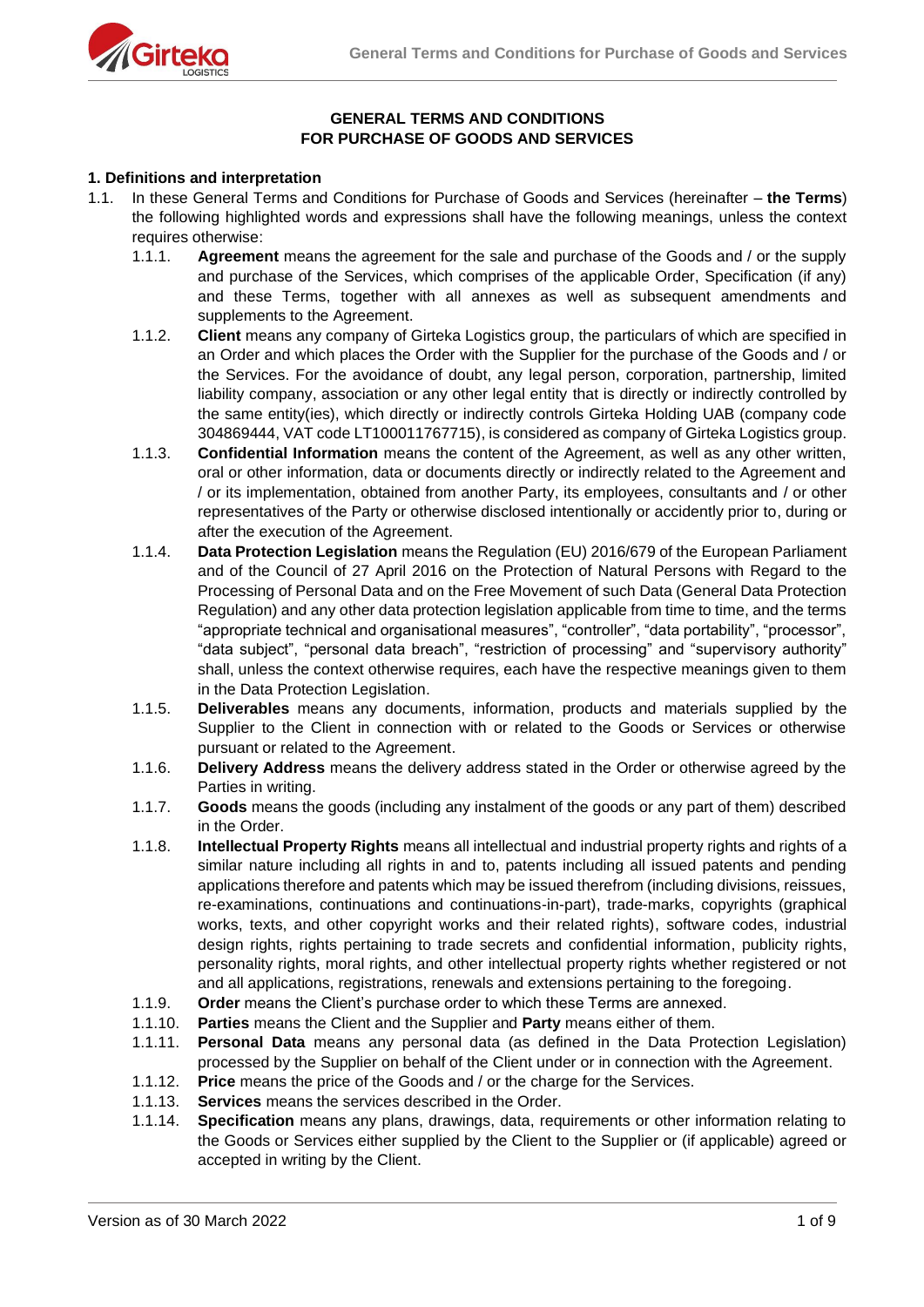# GENERAL TERMS AND CONDITIONS FOR PURCHASE OF GOODS AND SERVICES

## 1. Definitions and interpretation

1.1. In these General Terms and Conditions for Purchase of Goods and Services (hereinafter – **the Terms**) the following highlighted words and expressions shall have the following meanings, unless the context requires otherwise:

1.1.1. **Agreement** means the agreement for the sale and purchase of the Goods and / or the supply and purchase of the Services, which comprises of the applicable Order, Specification (if any) and these Terms, together with all annexes as well as subsequent amendments and supplements to the Agreement.

1.1.2. **Client** means any company of Girteka Logistics group, the particulars of which are specified in an Order and which places the Order with the Supplier for the purchase of the Goods and / or the Services. For the avoidance of doubt, any legal person, corporation, partnership, limited liability company, association or any other legal entity that is directly or indirectly controlled by the same entity(ies), which directly or indirectly controls Girteka Holding UAB (company code 304869444, VAT code LT100011767715), is considered as company of Girteka Logistics group.

1.1.3. **Confidential Information** means the content of the Agreement, as well as any other written, oral or other information, data or documents directly or indirectly related to the Agreement and / or its implementation, obtained from another Party, its employees, consultants and / or other representatives of the Party or otherwise disclosed intentionally or accidently prior to, during or after the execution of the Agreement.

1.1.4. **Data Protection Legislation** means the Regulation (EU) 2016/679 of the European Parliament and of the Council of 27 April 2016 on the Protection of Natural Persons with Regard to the Processing of Personal Data and on the Free Movement of such Data (General Data Protection Regulation) and any other data protection legislation applicable from time to time, and the terms "appropriate technical and organisational measures", "controller", "data portability", "processor", "data subject", "personal data breach", "restriction of processing" and "supervisory authority" shall, unless the context otherwise requires, each have the respective meanings given to them in the Data Protection Legislation.

1.1.5. **Deliverables** means any documents, information, products and materials supplied by the Supplier to the Client in connection with or related to the Goods or Services or otherwise pursuant or related to the Agreement.

1.1.6. **Delivery Address** means the delivery address stated in the Order or otherwise agreed by the Parties in writing.

1.1.7. **Goods** means the goods (including any instalment of the goods or any part of them) described in the Order.

1.1.8. **Intellectual Property Rights** means all intellectual and industrial property rights and rights of a similar nature including all rights in and to, patents including all issued patents and pending applications therefore and patents which may be issued therefrom (including divisions, reissues, re-examinations, continuations and continuations-in-part), trade-marks, copyrights (graphical works, texts, and other copyright works and their related rights), software codes, industrial design rights, rights pertaining to trade secrets and confidential information, publicity rights, personality rights, moral rights, and other intellectual property rights whether registered or not and all applications, registrations, renewals and extensions pertaining to the foregoing.

1.1.9. **Order** means the Client's purchase order to which these Terms are annexed.

1.1.10. **Parties** means the Client and the Supplier and **Party** means either of them.

1.1.11. **Personal Data** means any personal data (as defined in the Data Protection Legislation) processed by the Supplier on behalf of the Client under or in connection with the Agreement.

1.1.12. **Price** means the price of the Goods and / or the charge for the Services.

1.1.13. **Services** means the services described in the Order.

1.1.14. **Specification** means any plans, drawings, data, requirements or other information relating to the Goods or Services either supplied by the Client to the Supplier or (if applicable) agreed or accepted in writing by the Client.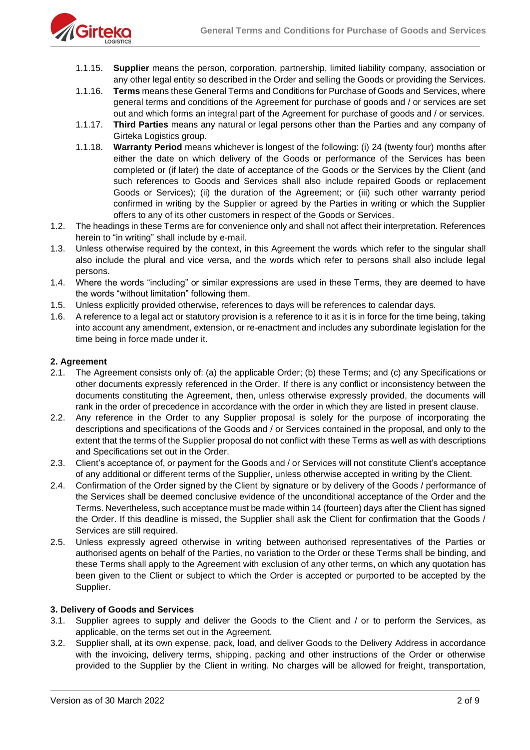1.1.15. **Supplier** means the person, corporation, partnership, limited liability company, association or any other legal entity so described in the Order and selling the Goods or providing the Services.

1.1.16. **Terms** means these General Terms and Conditions for Purchase of Goods and Services, where general terms and conditions of the Agreement for purchase of goods and / or services are set out and which forms an integral part of the Agreement for purchase of goods and / or services.

1.1.17. **Third Parties** means any natural or legal persons other than the Parties and any company of Girteka Logistics group.

1.1.18. **Warranty Period** means whichever is longest of the following: (i) 24 (twenty four) months after either the date on which delivery of the Goods or performance of the Services has been completed or (if later) the date of acceptance of the Goods or the Services by the Client (and such references to Goods and Services shall also include repaired Goods or replacement Goods or Services); (ii) the duration of the Agreement; or (iii) such other warranty period confirmed in writing by the Supplier or agreed by the Parties in writing or which the Supplier offers to any of its other customers in respect of the Goods or Services.

1.2. The headings in these Terms are for convenience only and shall not affect their interpretation. References herein to "in writing" shall include by e-mail.

1.3. Unless otherwise required by the context, in this Agreement the words which refer to the singular shall also include the plural and vice versa, and the words which refer to persons shall also include legal persons.

1.4. Where the words "including" or similar expressions are used in these Terms, they are deemed to have the words "without limitation" following them.

1.5. Unless explicitly provided otherwise, references to days will be references to calendar days.

1.6. A reference to a legal act or statutory provision is a reference to it as it is in force for the time being, taking into account any amendment, extension, or re-enactment and includes any subordinate legislation for the time being in force made under it.

## 2. Agreement

2.1. The Agreement consists only of: (a) the applicable Order; (b) these Terms; and (c) any Specifications or other documents expressly referenced in the Order. If there is any conflict or inconsistency between the documents constituting the Agreement, then, unless otherwise expressly provided, the documents will rank in the order of precedence in accordance with the order in which they are listed in present clause.

2.2. Any reference in the Order to any Supplier proposal is solely for the purpose of incorporating the descriptions and specifications of the Goods and / or Services contained in the proposal, and only to the extent that the terms of the Supplier proposal do not conflict with these Terms as well as with descriptions and Specifications set out in the Order.

2.3. Client's acceptance of, or payment for the Goods and / or Services will not constitute Client's acceptance of any additional or different terms of the Supplier, unless otherwise accepted in writing by the Client.

2.4. Confirmation of the Order signed by the Client by signature or by delivery of the Goods / performance of the Services shall be deemed conclusive evidence of the unconditional acceptance of the Order and the Terms. Nevertheless, such acceptance must be made within 14 (fourteen) days after the Client has signed the Order. If this deadline is missed, the Supplier shall ask the Client for confirmation that the Goods / Services are still required.

2.5. Unless expressly agreed otherwise in writing between authorised representatives of the Parties or authorised agents on behalf of the Parties, no variation to the Order or these Terms shall be binding, and these Terms shall apply to the Agreement with exclusion of any other terms, on which any quotation has been given to the Client or subject to which the Order is accepted or purported to be accepted by the Supplier.

## 3. Delivery of Goods and Services

3.1. Supplier agrees to supply and deliver the Goods to the Client and / or to perform the Services, as applicable, on the terms set out in the Agreement.

3.2. Supplier shall, at its own expense, pack, load, and deliver Goods to the Delivery Address in accordance with the invoicing, delivery terms, shipping, packing and other instructions of the Order or otherwise provided to the Supplier by the Client in writing. No charges will be allowed for freight, transportation,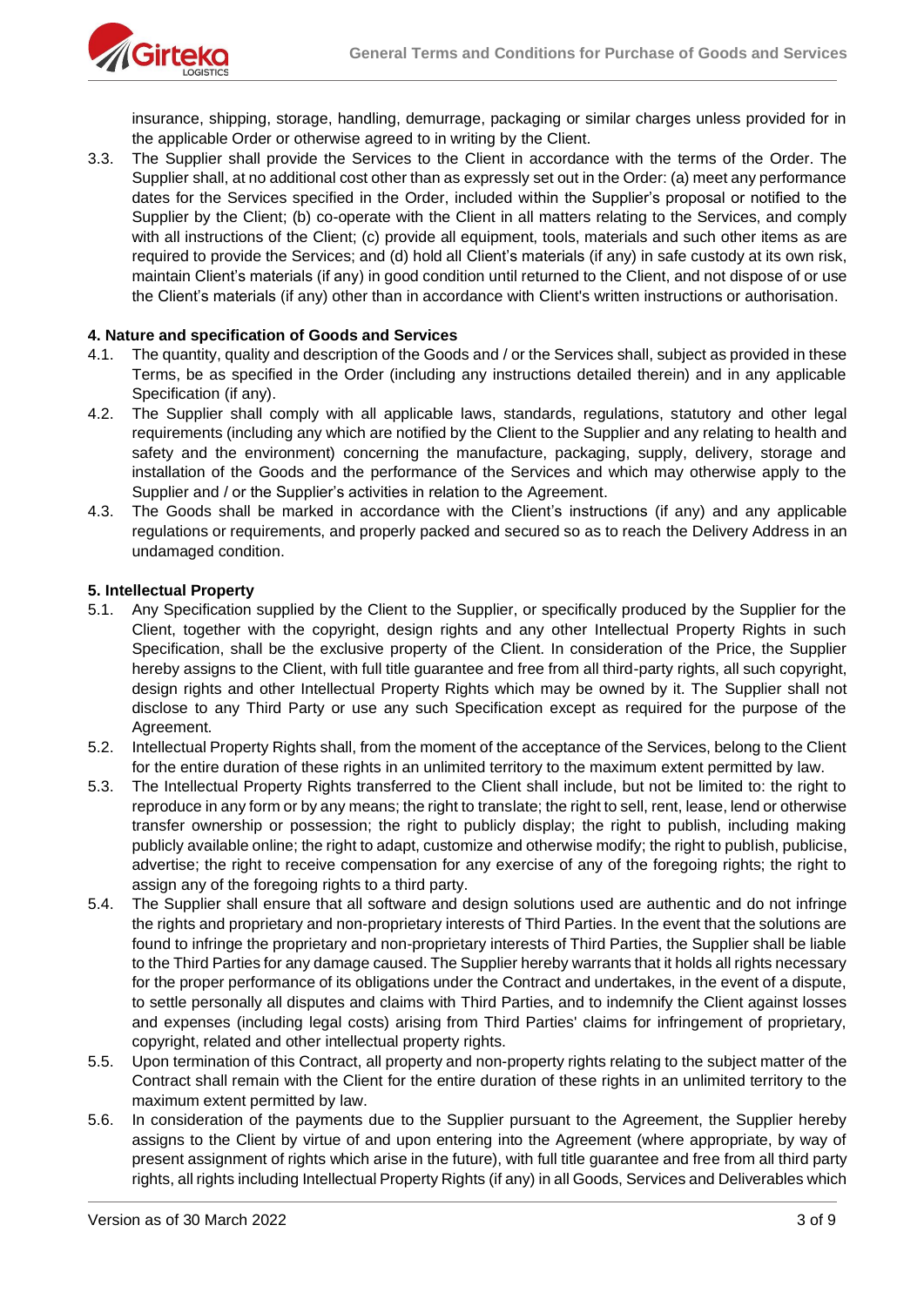insurance, shipping, storage, handling, demurrage, packaging or similar charges unless provided for in the applicable Order or otherwise agreed to in writing by the Client.

3.3. The Supplier shall provide the Services to the Client in accordance with the terms of the Order. The Supplier shall, at no additional cost other than as expressly set out in the Order: (a) meet any performance dates for the Services specified in the Order, included within the Supplier's proposal or notified to the Supplier by the Client; (b) co-operate with the Client in all matters relating to the Services, and comply with all instructions of the Client; (c) provide all equipment, tools, materials and such other items as are required to provide the Services; and (d) hold all Client's materials (if any) in safe custody at its own risk, maintain Client's materials (if any) in good condition until returned to the Client, and not dispose of or use the Client's materials (if any) other than in accordance with Client's written instructions or authorisation.

**4. Nature and specification of Goods and Services**

4.1. The quantity, quality and description of the Goods and / or the Services shall, subject as provided in these Terms, be as specified in the Order (including any instructions detailed therein) and in any applicable Specification (if any).

4.2. The Supplier shall comply with all applicable laws, standards, regulations, statutory and other legal requirements (including any which are notified by the Client to the Supplier and any relating to health and safety and the environment) concerning the manufacture, packaging, supply, delivery, storage and installation of the Goods and the performance of the Services and which may otherwise apply to the Supplier and / or the Supplier's activities in relation to the Agreement.

4.3. The Goods shall be marked in accordance with the Client's instructions (if any) and any applicable regulations or requirements, and properly packed and secured so as to reach the Delivery Address in an undamaged condition.

**5. Intellectual Property**

5.1. Any Specification supplied by the Client to the Supplier, or specifically produced by the Supplier for the Client, together with the copyright, design rights and any other Intellectual Property Rights in such Specification, shall be the exclusive property of the Client. In consideration of the Price, the Supplier hereby assigns to the Client, with full title guarantee and free from all third-party rights, all such copyright, design rights and other Intellectual Property Rights which may be owned by it. The Supplier shall not disclose to any Third Party or use any such Specification except as required for the purpose of the Agreement.

5.2. Intellectual Property Rights shall, from the moment of the acceptance of the Services, belong to the Client for the entire duration of these rights in an unlimited territory to the maximum extent permitted by law.

5.3. The Intellectual Property Rights transferred to the Client shall include, but not be limited to: the right to reproduce in any form or by any means; the right to translate; the right to sell, rent, lease, lend or otherwise transfer ownership or possession; the right to publicly display; the right to publish, including making publicly available online; the right to adapt, customize and otherwise modify; the right to publish, publicise, advertise; the right to receive compensation for any exercise of any of the foregoing rights; the right to assign any of the foregoing rights to a third party.

5.4. The Supplier shall ensure that all software and design solutions used are authentic and do not infringe the rights and proprietary and non-proprietary interests of Third Parties. In the event that the solutions are found to infringe the proprietary and non-proprietary interests of Third Parties, the Supplier shall be liable to the Third Parties for any damage caused. The Supplier hereby warrants that it holds all rights necessary for the proper performance of its obligations under the Contract and undertakes, in the event of a dispute, to settle personally all disputes and claims with Third Parties, and to indemnify the Client against losses and expenses (including legal costs) arising from Third Parties' claims for infringement of proprietary, copyright, related and other intellectual property rights.

5.5. Upon termination of this Contract, all property and non-property rights relating to the subject matter of the Contract shall remain with the Client for the entire duration of these rights in an unlimited territory to the maximum extent permitted by law.

5.6. In consideration of the payments due to the Supplier pursuant to the Agreement, the Supplier hereby assigns to the Client by virtue of and upon entering into the Agreement (where appropriate, by way of present assignment of rights which arise in the future), with full title guarantee and free from all third party rights, all rights including Intellectual Property Rights (if any) in all Goods, Services and Deliverables which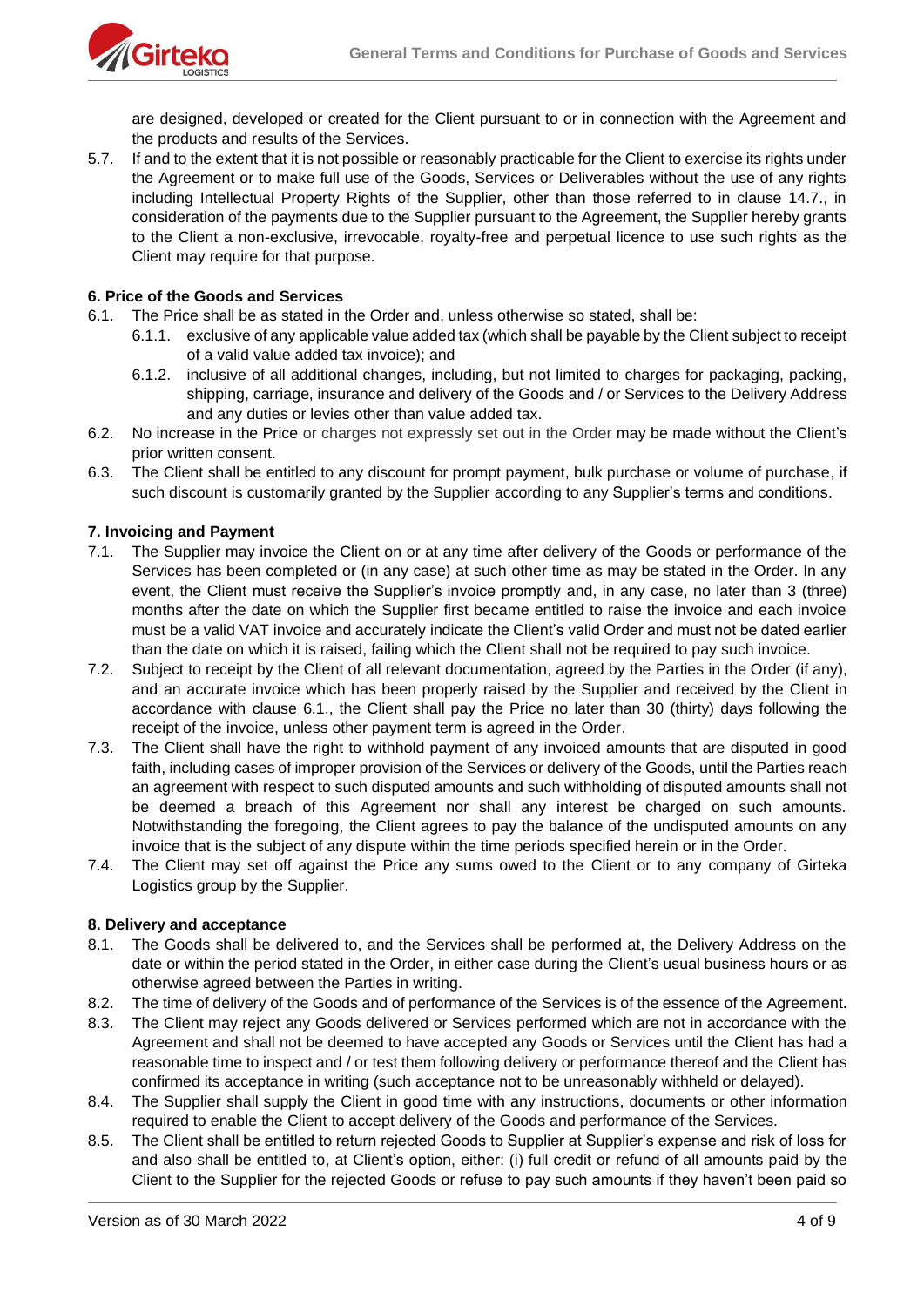are designed, developed or created for the Client pursuant to or in connection with the Agreement and the products and results of the Services.

5.7. If and to the extent that it is not possible or reasonably practicable for the Client to exercise its rights under the Agreement or to make full use of the Goods, Services or Deliverables without the use of any rights including Intellectual Property Rights of the Supplier, other than those referred to in clause 14.7., in consideration of the payments due to the Supplier pursuant to the Agreement, the Supplier hereby grants to the Client a non-exclusive, irrevocable, royalty-free and perpetual licence to use such rights as the Client may require for that purpose.

### 6. Price of the Goods and Services

6.1. The Price shall be as stated in the Order and, unless otherwise so stated, shall be:

6.1.1. exclusive of any applicable value added tax (which shall be payable by the Client subject to receipt of a valid value added tax invoice); and

6.1.2. inclusive of all additional changes, including, but not limited to charges for packaging, packing, shipping, carriage, insurance and delivery of the Goods and / or Services to the Delivery Address and any duties or levies other than value added tax.

6.2. No increase in the Price or charges not expressly set out in the Order may be made without the Client's prior written consent.

6.3. The Client shall be entitled to any discount for prompt payment, bulk purchase or volume of purchase, if such discount is customarily granted by the Supplier according to any Supplier's terms and conditions.

### 7. Invoicing and Payment

7.1. The Supplier may invoice the Client on or at any time after delivery of the Goods or performance of the Services has been completed or (in any case) at such other time as may be stated in the Order. In any event, the Client must receive the Supplier's invoice promptly and, in any case, no later than 3 (three) months after the date on which the Supplier first became entitled to raise the invoice and each invoice must be a valid VAT invoice and accurately indicate the Client's valid Order and must not be dated earlier than the date on which it is raised, failing which the Client shall not be required to pay such invoice.

7.2. Subject to receipt by the Client of all relevant documentation, agreed by the Parties in the Order (if any), and an accurate invoice which has been properly raised by the Supplier and received by the Client in accordance with clause 6.1., the Client shall pay the Price no later than 30 (thirty) days following the receipt of the invoice, unless other payment term is agreed in the Order.

7.3. The Client shall have the right to withhold payment of any invoiced amounts that are disputed in good faith, including cases of improper provision of the Services or delivery of the Goods, until the Parties reach an agreement with respect to such disputed amounts and such withholding of disputed amounts shall not be deemed a breach of this Agreement nor shall any interest be charged on such amounts. Notwithstanding the foregoing, the Client agrees to pay the balance of the undisputed amounts on any invoice that is the subject of any dispute within the time periods specified herein or in the Order.

7.4. The Client may set off against the Price any sums owed to the Client or to any company of Girteka Logistics group by the Supplier.

### 8. Delivery and acceptance

8.1. The Goods shall be delivered to, and the Services shall be performed at, the Delivery Address on the date or within the period stated in the Order, in either case during the Client's usual business hours or as otherwise agreed between the Parties in writing.

8.2. The time of delivery of the Goods and of performance of the Services is of the essence of the Agreement.

8.3. The Client may reject any Goods delivered or Services performed which are not in accordance with the Agreement and shall not be deemed to have accepted any Goods or Services until the Client has had a reasonable time to inspect and / or test them following delivery or performance thereof and the Client has confirmed its acceptance in writing (such acceptance not to be unreasonably withheld or delayed).

8.4. The Supplier shall supply the Client in good time with any instructions, documents or other information required to enable the Client to accept delivery of the Goods and performance of the Services.

8.5. The Client shall be entitled to return rejected Goods to Supplier at Supplier's expense and risk of loss for and also shall be entitled to, at Client's option, either: (i) full credit or refund of all amounts paid by the Client to the Supplier for the rejected Goods or refuse to pay such amounts if they haven't been paid so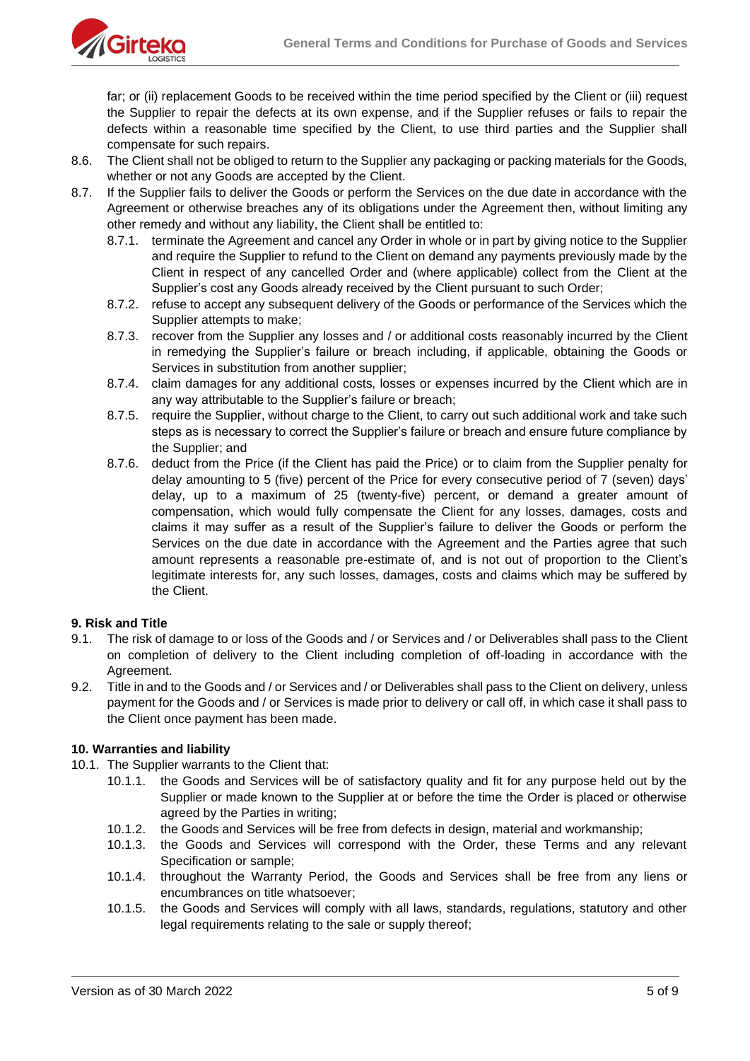far; or (ii) replacement Goods to be received within the time period specified by the Client or (iii) request the Supplier to repair the defects at its own expense, and if the Supplier refuses or fails to repair the defects within a reasonable time specified by the Client, to use third parties and the Supplier shall compensate for such repairs.

8.6. The Client shall not be obliged to return to the Supplier any packaging or packing materials for the Goods, whether or not any Goods are accepted by the Client.

8.7. If the Supplier fails to deliver the Goods or perform the Services on the due date in accordance with the Agreement or otherwise breaches any of its obligations under the Agreement then, without limiting any other remedy and without any liability, the Client shall be entitled to:

- 8.7.1. terminate the Agreement and cancel any Order in whole or in part by giving notice to the Supplier and require the Supplier to refund to the Client on demand any payments previously made by the Client in respect of any cancelled Order and (where applicable) collect from the Client at the Supplier's cost any Goods already received by the Client pursuant to such Order;
- 8.7.2. refuse to accept any subsequent delivery of the Goods or performance of the Services which the Supplier attempts to make;
- 8.7.3. recover from the Supplier any losses and / or additional costs reasonably incurred by the Client in remedying the Supplier's failure or breach including, if applicable, obtaining the Goods or Services in substitution from another supplier;
- 8.7.4. claim damages for any additional costs, losses or expenses incurred by the Client which are in any way attributable to the Supplier's failure or breach;
- 8.7.5. require the Supplier, without charge to the Client, to carry out such additional work and take such steps as is necessary to correct the Supplier's failure or breach and ensure future compliance by the Supplier; and
- 8.7.6. deduct from the Price (if the Client has paid the Price) or to claim from the Supplier penalty for delay amounting to 5 (five) percent of the Price for every consecutive period of 7 (seven) days' delay, up to a maximum of 25 (twenty-five) percent, or demand a greater amount of compensation, which would fully compensate the Client for any losses, damages, costs and claims it may suffer as a result of the Supplier's failure to deliver the Goods or perform the Services on the due date in accordance with the Agreement and the Parties agree that such amount represents a reasonable pre-estimate of, and is not out of proportion to the Client's legitimate interests for, any such losses, damages, costs and claims which may be suffered by the Client.

## 9. Risk and Title

9.1. The risk of damage to or loss of the Goods and / or Services and / or Deliverables shall pass to the Client on completion of delivery to the Client including completion of off-loading in accordance with the Agreement.

9.2. Title in and to the Goods and / or Services and / or Deliverables shall pass to the Client on delivery, unless payment for the Goods and / or Services is made prior to delivery or call off, in which case it shall pass to the Client once payment has been made.

## 10. Warranties and liability

10.1. The Supplier warrants to the Client that:

- 10.1.1. the Goods and Services will be of satisfactory quality and fit for any purpose held out by the Supplier or made known to the Supplier at or before the time the Order is placed or otherwise agreed by the Parties in writing;
- 10.1.2. the Goods and Services will be free from defects in design, material and workmanship;
- 10.1.3. the Goods and Services will correspond with the Order, these Terms and any relevant Specification or sample;
- 10.1.4. throughout the Warranty Period, the Goods and Services shall be free from any liens or encumbrances on title whatsoever;
- 10.1.5. the Goods and Services will comply with all laws, standards, regulations, statutory and other legal requirements relating to the sale or supply thereof;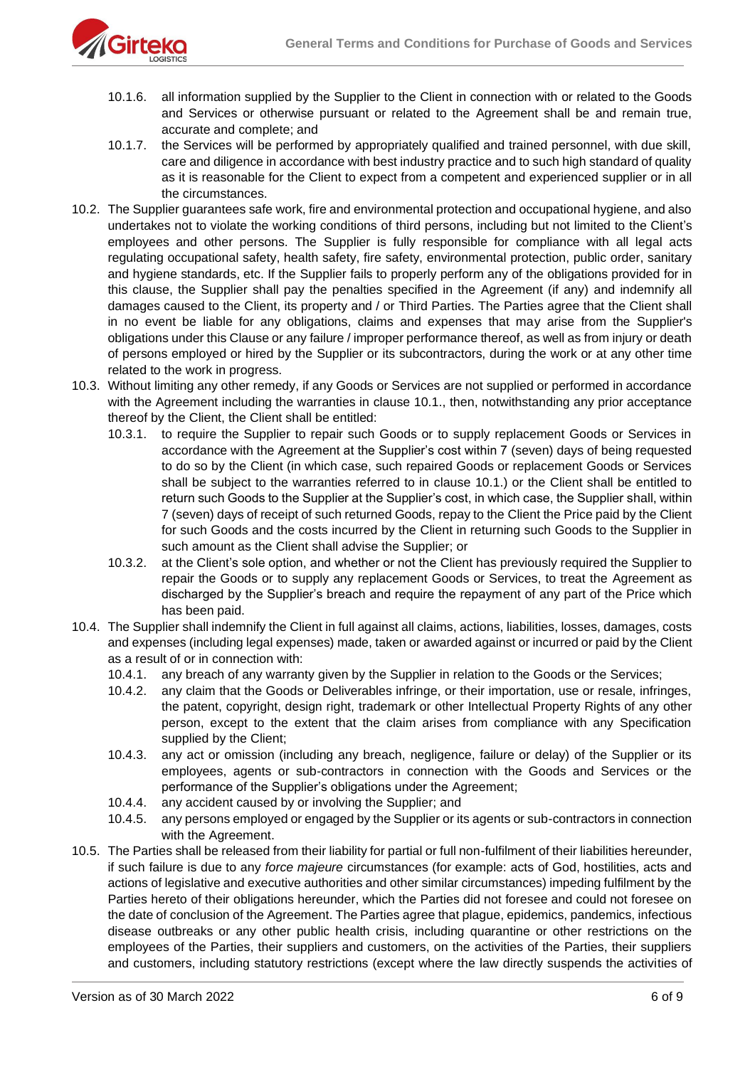10.1.6. all information supplied by the Supplier to the Client in connection with or related to the Goods and Services or otherwise pursuant or related to the Agreement shall be and remain true, accurate and complete; and

10.1.7. the Services will be performed by appropriately qualified and trained personnel, with due skill, care and diligence in accordance with best industry practice and to such high standard of quality as it is reasonable for the Client to expect from a competent and experienced supplier or in all the circumstances.

10.2. The Supplier guarantees safe work, fire and environmental protection and occupational hygiene, and also undertakes not to violate the working conditions of third persons, including but not limited to the Client's employees and other persons. The Supplier is fully responsible for compliance with all legal acts regulating occupational safety, health safety, fire safety, environmental protection, public order, sanitary and hygiene standards, etc. If the Supplier fails to properly perform any of the obligations provided for in this clause, the Supplier shall pay the penalties specified in the Agreement (if any) and indemnify all damages caused to the Client, its property and / or Third Parties. The Parties agree that the Client shall in no event be liable for any obligations, claims and expenses that may arise from the Supplier's obligations under this Clause or any failure / improper performance thereof, as well as from injury or death of persons employed or hired by the Supplier or its subcontractors, during the work or at any other time related to the work in progress.

10.3. Without limiting any other remedy, if any Goods or Services are not supplied or performed in accordance with the Agreement including the warranties in clause 10.1., then, notwithstanding any prior acceptance thereof by the Client, the Client shall be entitled:

10.3.1. to require the Supplier to repair such Goods or to supply replacement Goods or Services in accordance with the Agreement at the Supplier's cost within 7 (seven) days of being requested to do so by the Client (in which case, such repaired Goods or replacement Goods or Services shall be subject to the warranties referred to in clause 10.1.) or the Client shall be entitled to return such Goods to the Supplier at the Supplier's cost, in which case, the Supplier shall, within 7 (seven) days of receipt of such returned Goods, repay to the Client the Price paid by the Client for such Goods and the costs incurred by the Client in returning such Goods to the Supplier in such amount as the Client shall advise the Supplier; or

10.3.2. at the Client's sole option, and whether or not the Client has previously required the Supplier to repair the Goods or to supply any replacement Goods or Services, to treat the Agreement as discharged by the Supplier's breach and require the repayment of any part of the Price which has been paid.

10.4. The Supplier shall indemnify the Client in full against all claims, actions, liabilities, losses, damages, costs and expenses (including legal expenses) made, taken or awarded against or incurred or paid by the Client as a result of or in connection with:

10.4.1. any breach of any warranty given by the Supplier in relation to the Goods or the Services;

10.4.2. any claim that the Goods or Deliverables infringe, or their importation, use or resale, infringes, the patent, copyright, design right, trademark or other Intellectual Property Rights of any other person, except to the extent that the claim arises from compliance with any Specification supplied by the Client;

10.4.3. any act or omission (including any breach, negligence, failure or delay) of the Supplier or its employees, agents or sub-contractors in connection with the Goods and Services or the performance of the Supplier's obligations under the Agreement;

10.4.4. any accident caused by or involving the Supplier; and

10.4.5. any persons employed or engaged by the Supplier or its agents or sub-contractors in connection with the Agreement.

10.5. The Parties shall be released from their liability for partial or full non-fulfilment of their liabilities hereunder, if such failure is due to any *force majeure* circumstances (for example: acts of God, hostilities, acts and actions of legislative and executive authorities and other similar circumstances) impeding fulfilment by the Parties hereto of their obligations hereunder, which the Parties did not foresee and could not foresee on the date of conclusion of the Agreement. The Parties agree that plague, epidemics, pandemics, infectious disease outbreaks or any other public health crisis, including quarantine or other restrictions on the employees of the Parties, their suppliers and customers, on the activities of the Parties, their suppliers and customers, including statutory restrictions (except where the law directly suspends the activities of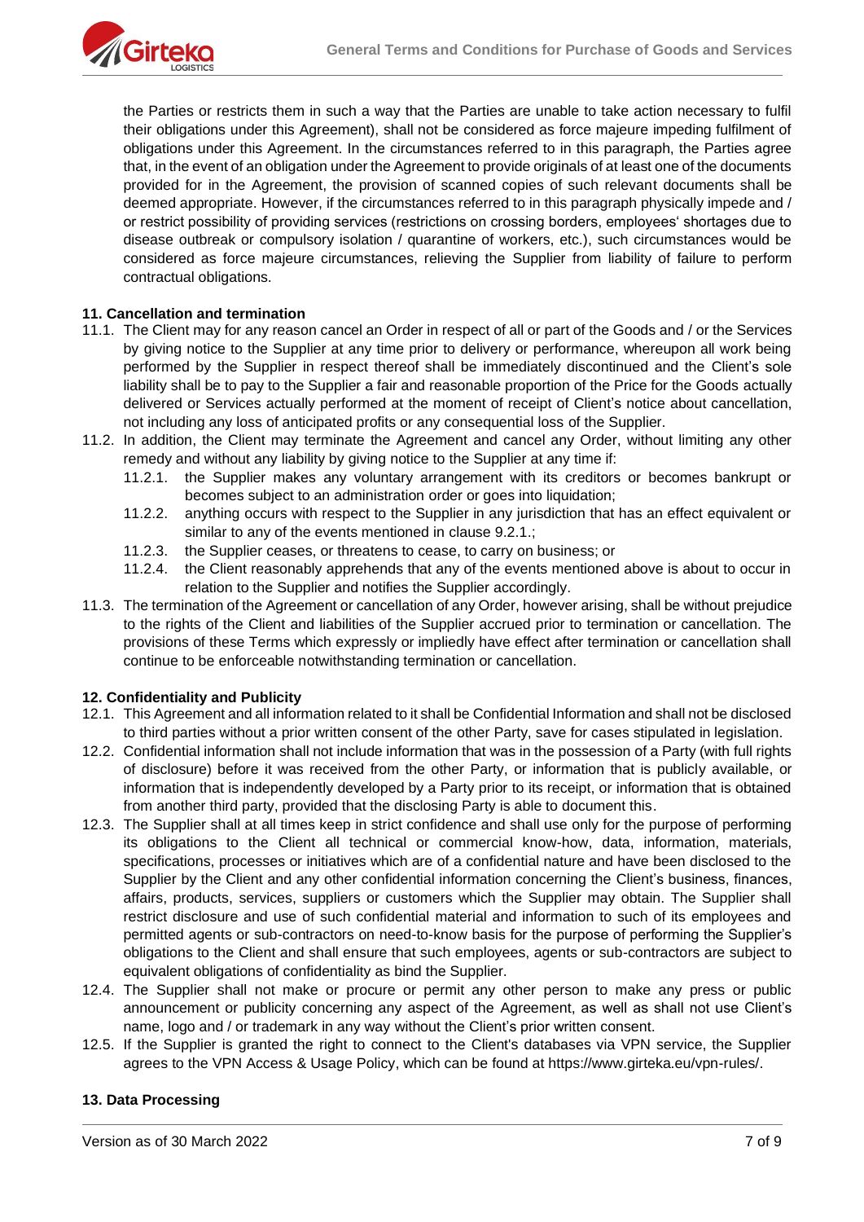the Parties or restricts them in such a way that the Parties are unable to take action necessary to fulfil their obligations under this Agreement), shall not be considered as force majeure impeding fulfilment of obligations under this Agreement. In the circumstances referred to in this paragraph, the Parties agree that, in the event of an obligation under the Agreement to provide originals of at least one of the documents provided for in the Agreement, the provision of scanned copies of such relevant documents shall be deemed appropriate. However, if the circumstances referred to in this paragraph physically impede and / or restrict possibility of providing services (restrictions on crossing borders, employees' shortages due to disease outbreak or compulsory isolation / quarantine of workers, etc.), such circumstances would be considered as force majeure circumstances, relieving the Supplier from liability of failure to perform contractual obligations.

**11. Cancellation and termination**

11.1. The Client may for any reason cancel an Order in respect of all or part of the Goods and / or the Services by giving notice to the Supplier at any time prior to delivery or performance, whereupon all work being performed by the Supplier in respect thereof shall be immediately discontinued and the Client's sole liability shall be to pay to the Supplier a fair and reasonable proportion of the Price for the Goods actually delivered or Services actually performed at the moment of receipt of Client's notice about cancellation, not including any loss of anticipated profits or any consequential loss of the Supplier.

11.2. In addition, the Client may terminate the Agreement and cancel any Order, without limiting any other remedy and without any liability by giving notice to the Supplier at any time if:

- 11.2.1. the Supplier makes any voluntary arrangement with its creditors or becomes bankrupt or becomes subject to an administration order or goes into liquidation;
- 11.2.2. anything occurs with respect to the Supplier in any jurisdiction that has an effect equivalent or similar to any of the events mentioned in clause 9.2.1.;
- 11.2.3. the Supplier ceases, or threatens to cease, to carry on business; or
- 11.2.4. the Client reasonably apprehends that any of the events mentioned above is about to occur in relation to the Supplier and notifies the Supplier accordingly.

11.3. The termination of the Agreement or cancellation of any Order, however arising, shall be without prejudice to the rights of the Client and liabilities of the Supplier accrued prior to termination or cancellation. The provisions of these Terms which expressly or impliedly have effect after termination or cancellation shall continue to be enforceable notwithstanding termination or cancellation.

**12. Confidentiality and Publicity**

12.1. This Agreement and all information related to it shall be Confidential Information and shall not be disclosed to third parties without a prior written consent of the other Party, save for cases stipulated in legislation.

12.2. Confidential information shall not include information that was in the possession of a Party (with full rights of disclosure) before it was received from the other Party, or information that is publicly available, or information that is independently developed by a Party prior to its receipt, or information that is obtained from another third party, provided that the disclosing Party is able to document this.

12.3. The Supplier shall at all times keep in strict confidence and shall use only for the purpose of performing its obligations to the Client all technical or commercial know-how, data, information, materials, specifications, processes or initiatives which are of a confidential nature and have been disclosed to the Supplier by the Client and any other confidential information concerning the Client's business, finances, affairs, products, services, suppliers or customers which the Supplier may obtain. The Supplier shall restrict disclosure and use of such confidential material and information to such of its employees and permitted agents or sub-contractors on need-to-know basis for the purpose of performing the Supplier's obligations to the Client and shall ensure that such employees, agents or sub-contractors are subject to equivalent obligations of confidentiality as bind the Supplier.

12.4. The Supplier shall not make or procure or permit any other person to make any press or public announcement or publicity concerning any aspect of the Agreement, as well as shall not use Client's name, logo and / or trademark in any way without the Client's prior written consent.

12.5. If the Supplier is granted the right to connect to the Client's databases via VPN service, the Supplier agrees to the VPN Access & Usage Policy, which can be found at https://www.girteka.eu/vpn-rules/.

**13. Data Processing**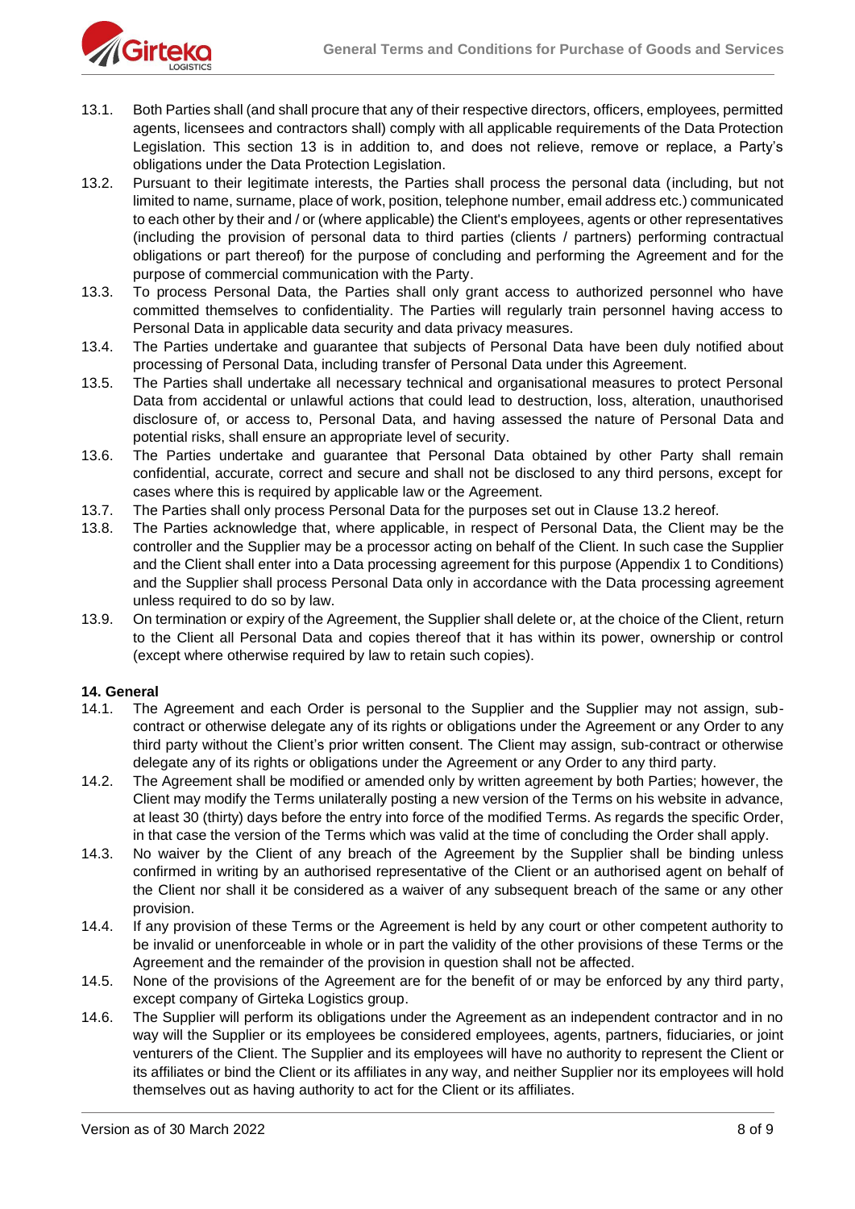13.1. Both Parties shall (and shall procure that any of their respective directors, officers, employees, permitted agents, licensees and contractors shall) comply with all applicable requirements of the Data Protection Legislation. This section 13 is in addition to, and does not relieve, remove or replace, a Party's obligations under the Data Protection Legislation.

13.2. Pursuant to their legitimate interests, the Parties shall process the personal data (including, but not limited to name, surname, place of work, position, telephone number, email address etc.) communicated to each other by their and / or (where applicable) the Client's employees, agents or other representatives (including the provision of personal data to third parties (clients / partners) performing contractual obligations or part thereof) for the purpose of concluding and performing the Agreement and for the purpose of commercial communication with the Party.

13.3. To process Personal Data, the Parties shall only grant access to authorized personnel who have committed themselves to confidentiality. The Parties will regularly train personnel having access to Personal Data in applicable data security and data privacy measures.

13.4. The Parties undertake and guarantee that subjects of Personal Data have been duly notified about processing of Personal Data, including transfer of Personal Data under this Agreement.

13.5. The Parties shall undertake all necessary technical and organisational measures to protect Personal Data from accidental or unlawful actions that could lead to destruction, loss, alteration, unauthorised disclosure of, or access to, Personal Data, and having assessed the nature of Personal Data and potential risks, shall ensure an appropriate level of security.

13.6. The Parties undertake and guarantee that Personal Data obtained by other Party shall remain confidential, accurate, correct and secure and shall not be disclosed to any third persons, except for cases where this is required by applicable law or the Agreement.

13.7. The Parties shall only process Personal Data for the purposes set out in Clause 13.2 hereof.

13.8. The Parties acknowledge that, where applicable, in respect of Personal Data, the Client may be the controller and the Supplier may be a processor acting on behalf of the Client. In such case the Supplier and the Client shall enter into a Data processing agreement for this purpose (Appendix 1 to Conditions) and the Supplier shall process Personal Data only in accordance with the Data processing agreement unless required to do so by law.

13.9. On termination or expiry of the Agreement, the Supplier shall delete or, at the choice of the Client, return to the Client all Personal Data and copies thereof that it has within its power, ownership or control (except where otherwise required by law to retain such copies).

**14. General**

14.1. The Agreement and each Order is personal to the Supplier and the Supplier may not assign, sub-contract or otherwise delegate any of its rights or obligations under the Agreement or any Order to any third party without the Client's prior written consent. The Client may assign, sub-contract or otherwise delegate any of its rights or obligations under the Agreement or any Order to any third party.

14.2. The Agreement shall be modified or amended only by written agreement by both Parties; however, the Client may modify the Terms unilaterally posting a new version of the Terms on his website in advance, at least 30 (thirty) days before the entry into force of the modified Terms. As regards the specific Order, in that case the version of the Terms which was valid at the time of concluding the Order shall apply.

14.3. No waiver by the Client of any breach of the Agreement by the Supplier shall be binding unless confirmed in writing by an authorised representative of the Client or an authorised agent on behalf of the Client nor shall it be considered as a waiver of any subsequent breach of the same or any other provision.

14.4. If any provision of these Terms or the Agreement is held by any court or other competent authority to be invalid or unenforceable in whole or in part the validity of the other provisions of these Terms or the Agreement and the remainder of the provision in question shall not be affected.

14.5. None of the provisions of the Agreement are for the benefit of or may be enforced by any third party, except company of Girteka Logistics group.

14.6. The Supplier will perform its obligations under the Agreement as an independent contractor and in no way will the Supplier or its employees be considered employees, agents, partners, fiduciaries, or joint venturers of the Client. The Supplier and its employees will have no authority to represent the Client or its affiliates or bind the Client or its affiliates in any way, and neither Supplier nor its employees will hold themselves out as having authority to act for the Client or its affiliates.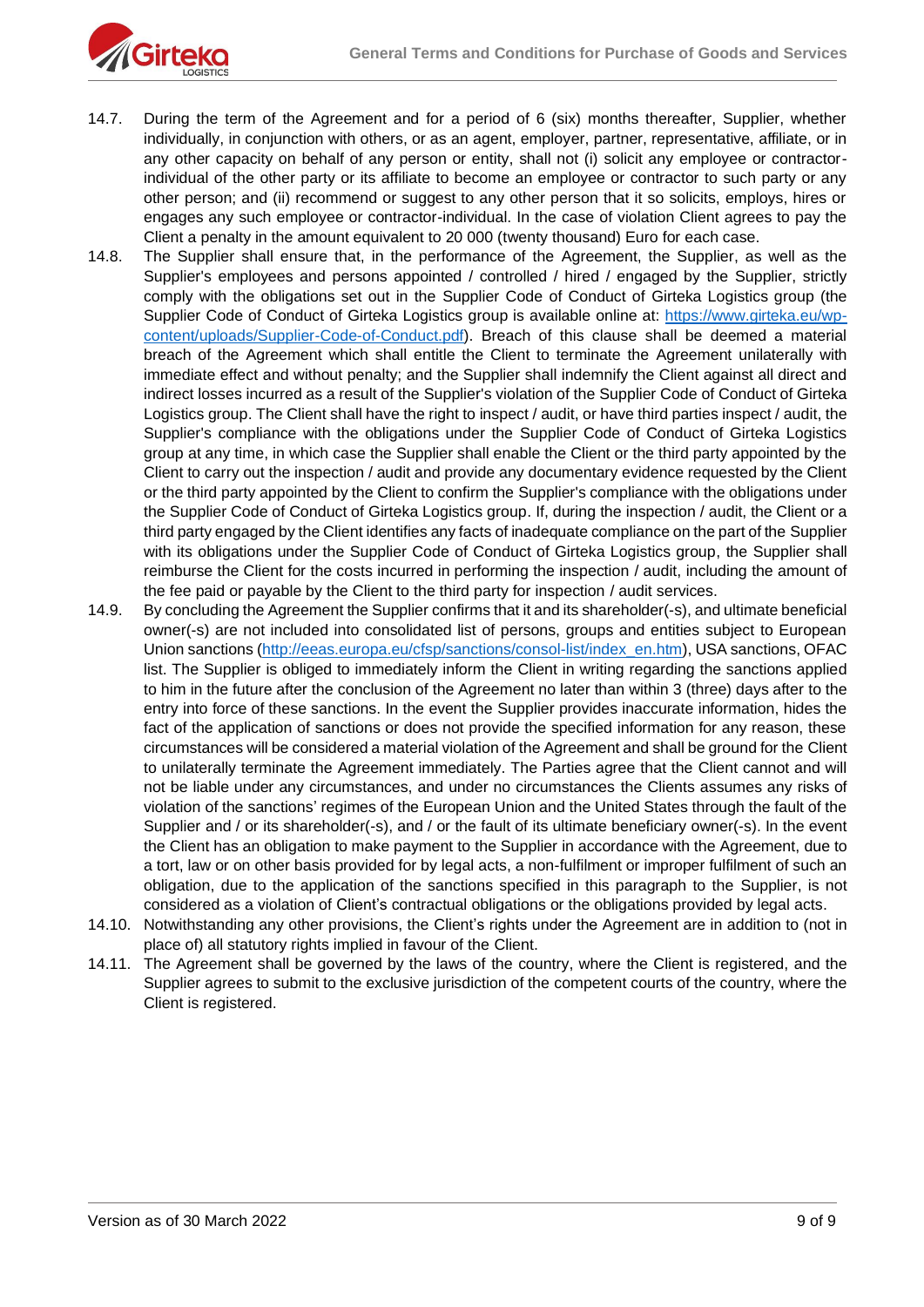14.7. During the term of the Agreement and for a period of 6 (six) months thereafter, Supplier, whether individually, in conjunction with others, or as an agent, employer, partner, representative, affiliate, or in any other capacity on behalf of any person or entity, shall not (i) solicit any employee or contractor-individual of the other party or its affiliate to become an employee or contractor to such party or any other person; and (ii) recommend or suggest to any other person that it so solicits, employs, hires or engages any such employee or contractor-individual. In the case of violation Client agrees to pay the Client a penalty in the amount equivalent to 20 000 (twenty thousand) Euro for each case.

14.8. The Supplier shall ensure that, in the performance of the Agreement, the Supplier, as well as the Supplier's employees and persons appointed / controlled / hired / engaged by the Supplier, strictly comply with the obligations set out in the Supplier Code of Conduct of Girteka Logistics group (the Supplier Code of Conduct of Girteka Logistics group is available online at: [https://www.girteka.eu/wp-content/uploads/Supplier-Code-of-Conduct.pdf](https://www.girteka.eu/wp-content/uploads/Supplier-Code-of-Conduct.pdf)). Breach of this clause shall be deemed a material breach of the Agreement which shall entitle the Client to terminate the Agreement unilaterally with immediate effect and without penalty; and the Supplier shall indemnify the Client against all direct and indirect losses incurred as a result of the Supplier's violation of the Supplier Code of Conduct of Girteka Logistics group. The Client shall have the right to inspect / audit, or have third parties inspect / audit, the Supplier's compliance with the obligations under the Supplier Code of Conduct of Girteka Logistics group at any time, in which case the Supplier shall enable the Client or the third party appointed by the Client to carry out the inspection / audit and provide any documentary evidence requested by the Client or the third party appointed by the Client to confirm the Supplier's compliance with the obligations under the Supplier Code of Conduct of Girteka Logistics group. If, during the inspection / audit, the Client or a third party engaged by the Client identifies any facts of inadequate compliance on the part of the Supplier with its obligations under the Supplier Code of Conduct of Girteka Logistics group, the Supplier shall reimburse the Client for the costs incurred in performing the inspection / audit, including the amount of the fee paid or payable by the Client to the third party for inspection / audit services.

14.9. By concluding the Agreement the Supplier confirms that it and its shareholder(-s), and ultimate beneficial owner(-s) are not included into consolidated list of persons, groups and entities subject to European Union sanctions ([http://eeas.europa.eu/cfsp/sanctions/consol-list/index_en.htm](http://eeas.europa.eu/cfsp/sanctions/consol-list/index_en.htm)), USA sanctions, OFAC list. The Supplier is obliged to immediately inform the Client in writing regarding the sanctions applied to him in the future after the conclusion of the Agreement no later than within 3 (three) days after to the entry into force of these sanctions. In the event the Supplier provides inaccurate information, hides the fact of the application of sanctions or does not provide the specified information for any reason, these circumstances will be considered a material violation of the Agreement and shall be ground for the Client to unilaterally terminate the Agreement immediately. The Parties agree that the Client cannot and will not be liable under any circumstances, and under no circumstances the Clients assumes any risks of violation of the sanctions' regimes of the European Union and the United States through the fault of the Supplier and / or its shareholder(-s), and / or the fault of its ultimate beneficiary owner(-s). In the event the Client has an obligation to make payment to the Supplier in accordance with the Agreement, due to a tort, law or on other basis provided for by legal acts, a non-fulfilment or improper fulfilment of such an obligation, due to the application of the sanctions specified in this paragraph to the Supplier, is not considered as a violation of Client's contractual obligations or the obligations provided by legal acts.

14.10. Notwithstanding any other provisions, the Client's rights under the Agreement are in addition to (not in place of) all statutory rights implied in favour of the Client.

14.11. The Agreement shall be governed by the laws of the country, where the Client is registered, and the Supplier agrees to submit to the exclusive jurisdiction of the competent courts of the country, where the Client is registered.